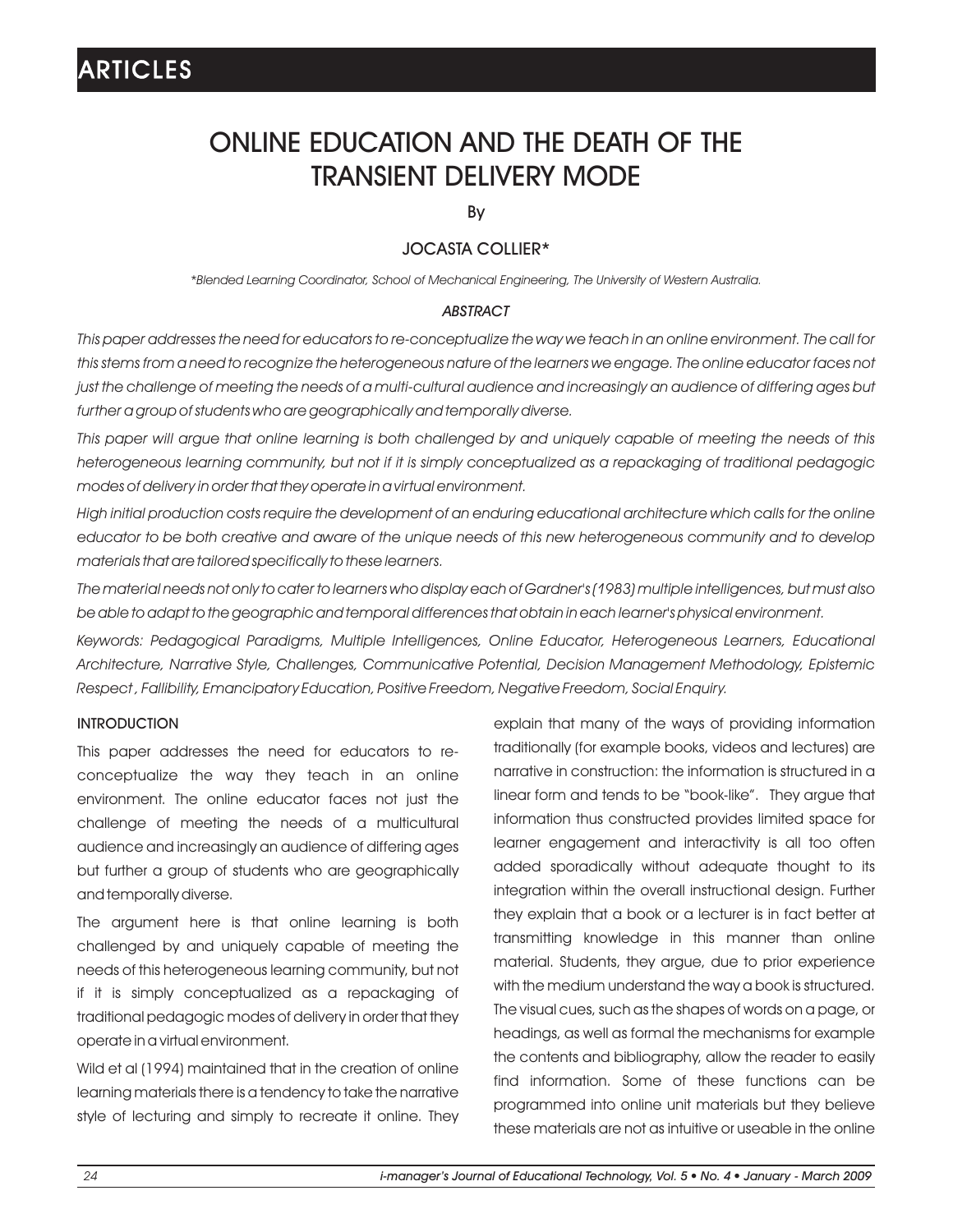ARTICLES

# ONLINE EDUCATION AND THE DEATH OF THE TRANSIENT DELIVERY MODE

By

JOCASTA COLLIER*

*\*Blended Learning Coordinator, School of Mechanical Engineering, The University of Western Australia.*

### ABSTRACT

*This paper addresses the need for educators to re-conceptualize the way we teach in an online environment. The call for this stems from a need to recognize the heterogeneous nature of the learners we engage. The online educator faces not just the challenge of meeting the needs of a multi-cultural audience and increasingly an audience of differing ages but further a group of students who are geographically and temporally diverse.*

*This paper will argue that online learning is both challenged by and uniquely capable of meeting the needs of this heterogeneous learning community, but not if it is simply conceptualized as a repackaging of traditional pedagogic modes of delivery in order that they operate in a virtual environment.*

*High initial production costs require the development of an enduring educational architecture which calls for the online educator to be both creative and aware of the unique needs of this new heterogeneous community and to develop materials that are tailored specifically to these learners.*

*The material needs not only to cater to learners who display each of Gardner's (1983) multiple intelligences, but must also be able to adapt to the geographic and temporal differences that obtain in each learner's physical environment.*

*Keywords: Pedagogical Paradigms, Multiple Intelligences, Online Educator, Heterogeneous Learners, Educational Architecture, Narrative Style, Challenges, Communicative Potential, Decision Management Methodology, Epistemic Respect , Fallibility, Emancipatory Education, Positive Freedom, Negative Freedom, Social Enquiry.*

## INTRODUCTION

This paper addresses the need for educators to re-conceptualize the way they teach in an online environment. The online educator faces not just the challenge of meeting the needs of a multicultural audience and increasingly an audience of differing ages but further a group of students who are geographically and temporally diverse.

The argument here is that online learning is both challenged by and uniquely capable of meeting the needs of this heterogeneous learning community, but not if it is simply conceptualized as a repackaging of traditional pedagogic modes of delivery in order that they operate in a virtual environment.

Wild et al (1994) maintained that in the creation of online learning materials there is a tendency to take the narrative style of lecturing and simply to recreate it online. They explain that many of the ways of providing information traditionally (for example books, videos and lectures) are narrative in construction: the information is structured in a linear form and tends to be "book-like". They argue that information thus constructed provides limited space for learner engagement and interactivity is all too often added sporadically without adequate thought to its integration within the overall instructional design. Further they explain that a book or a lecturer is in fact better at transmitting knowledge in this manner than online material. Students, they argue, due to prior experience with the medium understand the way a book is structured. The visual cues, such as the shapes of words on a page, or headings, as well as formal the mechanisms for example the contents and bibliography, allow the reader to easily find information. Some of these functions can be programmed into online unit materials but they believe these materials are not as intuitive or useable in the online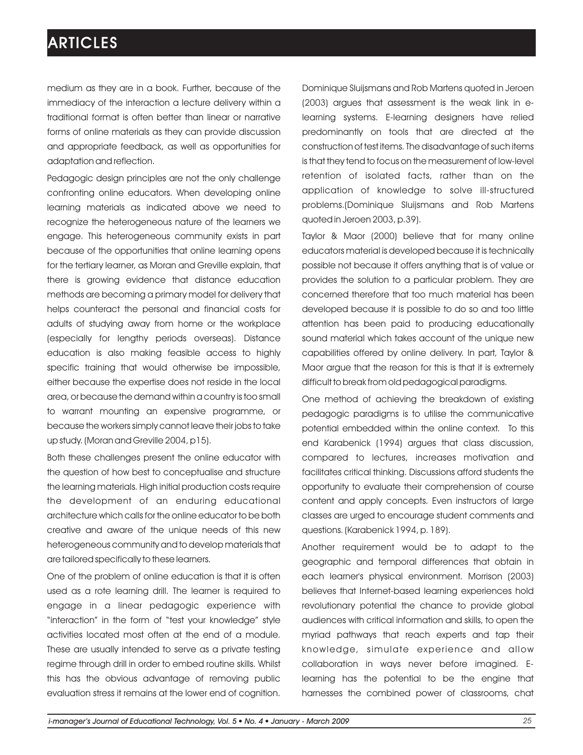medium as they are in a book. Further, because of the immediacy of the interaction a lecture delivery within a traditional format is often better than linear or narrative forms of online materials as they can provide discussion and appropriate feedback, as well as opportunities for adaptation and reflection.

Pedagogic design principles are not the only challenge confronting online educators. When developing online learning materials as indicated above we need to recognize the heterogeneous nature of the learners we engage. This heterogeneous community exists in part because of the opportunities that online learning opens for the tertiary learner, as Moran and Greville explain, that there is growing evidence that distance education methods are becoming a primary model for delivery that helps counteract the personal and financial costs for adults of studying away from home or the workplace (especially for lengthy periods overseas). Distance education is also making feasible access to highly specific training that would otherwise be impossible, either because the expertise does not reside in the local area, or because the demand within a country is too small to warrant mounting an expensive programme, or because the workers simply cannot leave their jobs to take up study. (Moran and Greville 2004, p15).

Both these challenges present the online educator with the question of how best to conceptualise and structure the learning materials. High initial production costs require the development of an enduring educational architecture which calls for the online educator to be both creative and aware of the unique needs of this new heterogeneous community and to develop materials that are tailored specifically to these learners.

One of the problem of online education is that it is often used as a rote learning drill. The learner is required to engage in a linear pedagogic experience with "interaction" in the form of "test your knowledge" style activities located most often at the end of a module. These are usually intended to serve as a private testing regime through drill in order to embed routine skills. Whilst this has the obvious advantage of removing public evaluation stress it remains at the lower end of cognition.

Dominique Sluijsmans and Rob Martens quoted in Jeroen (2003) argues that assessment is the weak link in e-learning systems. E-learning designers have relied predominantly on tools that are directed at the construction of test items. The disadvantage of such items is that they tend to focus on the measurement of low-level retention of isolated facts, rather than on the application of knowledge to solve ill-structured problems.(Dominique Sluijsmans and Rob Martens quoted in Jeroen 2003, p.39).

Taylor & Maor (2000) believe that for many online educators material is developed because it is technically possible not because it offers anything that is of value or provides the solution to a particular problem. They are concerned therefore that too much material has been developed because it is possible to do so and too little attention has been paid to producing educationally sound material which takes account of the unique new capabilities offered by online delivery. In part, Taylor & Maor argue that the reason for this is that it is extremely difficult to break from old pedagogical paradigms.

One method of achieving the breakdown of existing pedagogic paradigms is to utilise the communicative potential embedded within the online context. To this end Karabenick (1994) argues that class discussion, compared to lectures, increases motivation and facilitates critical thinking. Discussions afford students the opportunity to evaluate their comprehension of course content and apply concepts. Even instructors of large classes are urged to encourage student comments and questions. (Karabenick 1994, p. 189).

Another requirement would be to adapt to the geographic and temporal differences that obtain in each learner's physical environment. Morrison (2003) believes that Internet-based learning experiences hold revolutionary potential the chance to provide global audiences with critical information and skills, to open the myriad pathways that reach experts and tap their knowledge, simulate experience and allow collaboration in ways never before imagined. E-learning has the potential to be the engine that harnesses the combined power of classrooms, chat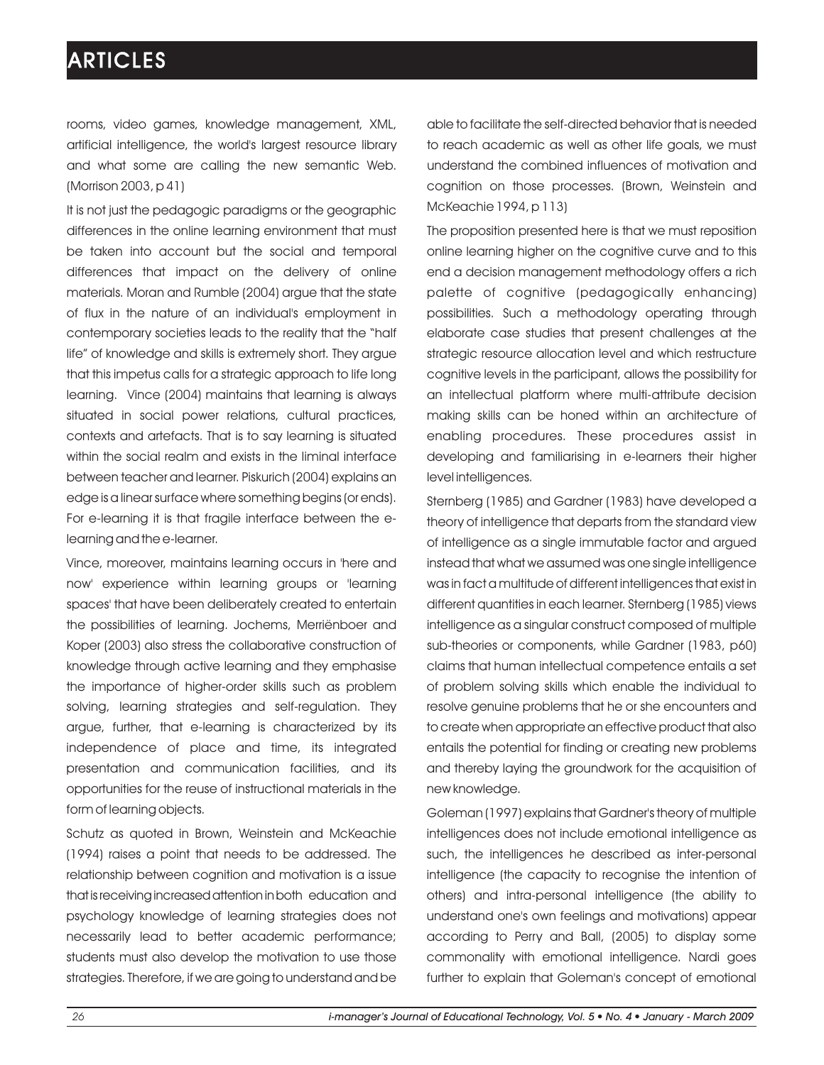rooms, video games, knowledge management, XML, artificial intelligence, the world's largest resource library and what some are calling the new semantic Web. (Morrison 2003, p 41)

It is not just the pedagogic paradigms or the geographic differences in the online learning environment that must be taken into account but the social and temporal differences that impact on the delivery of online materials. Moran and Rumble (2004) argue that the state of flux in the nature of an individual's employment in contemporary societies leads to the reality that the "half life" of knowledge and skills is extremely short. They argue that this impetus calls for a strategic approach to life long learning. Vince (2004) maintains that learning is always situated in social power relations, cultural practices, contexts and artefacts. That is to say learning is situated within the social realm and exists in the liminal interface between teacher and learner. Piskurich (2004) explains an edge is a linear surface where something begins (or ends). For e-learning it is that fragile interface between the e-learning and the e-learner.

Vince, moreover, maintains learning occurs in 'here and now' experience within learning groups or 'learning spaces' that have been deliberately created to entertain the possibilities of learning. Jochems, Merriënboer and Koper (2003) also stress the collaborative construction of knowledge through active learning and they emphasise the importance of higher-order skills such as problem solving, learning strategies and self-regulation. They argue, further, that e-learning is characterized by its independence of place and time, its integrated presentation and communication facilities, and its opportunities for the reuse of instructional materials in the form of learning objects.

Schutz as quoted in Brown, Weinstein and McKeachie (1994) raises a point that needs to be addressed. The relationship between cognition and motivation is a issue that is receiving increased attention in both education and psychology knowledge of learning strategies does not necessarily lead to better academic performance; students must also develop the motivation to use those strategies. Therefore, if we are going to understand and be able to facilitate the self-directed behavior that is needed to reach academic as well as other life goals, we must understand the combined influences of motivation and cognition on those processes. (Brown, Weinstein and McKeachie 1994, p 113)

The proposition presented here is that we must reposition online learning higher on the cognitive curve and to this end a decision management methodology offers a rich palette of cognitive (pedagogically enhancing) possibilities. Such a methodology operating through elaborate case studies that present challenges at the strategic resource allocation level and which restructure cognitive levels in the participant, allows the possibility for an intellectual platform where multi-attribute decision making skills can be honed within an architecture of enabling procedures. These procedures assist in developing and familiarising in e-learners their higher level intelligences.

Sternberg (1985) and Gardner (1983) have developed a theory of intelligence that departs from the standard view of intelligence as a single immutable factor and argued instead that what we assumed was one single intelligence was in fact a multitude of different intelligences that exist in different quantities in each learner. Sternberg (1985) views intelligence as a singular construct composed of multiple sub-theories or components, while Gardner (1983, p60) claims that human intellectual competence entails a set of problem solving skills which enable the individual to resolve genuine problems that he or she encounters and to create when appropriate an effective product that also entails the potential for finding or creating new problems and thereby laying the groundwork for the acquisition of new knowledge.

Goleman (1997) explains that Gardner's theory of multiple intelligences does not include emotional intelligence as such, the intelligences he described as inter-personal intelligence (the capacity to recognise the intention of others) and intra-personal intelligence (the ability to understand one's own feelings and motivations) appear according to Perry and Ball, (2005) to display some commonality with emotional intelligence. Nardi goes further to explain that Goleman's concept of emotional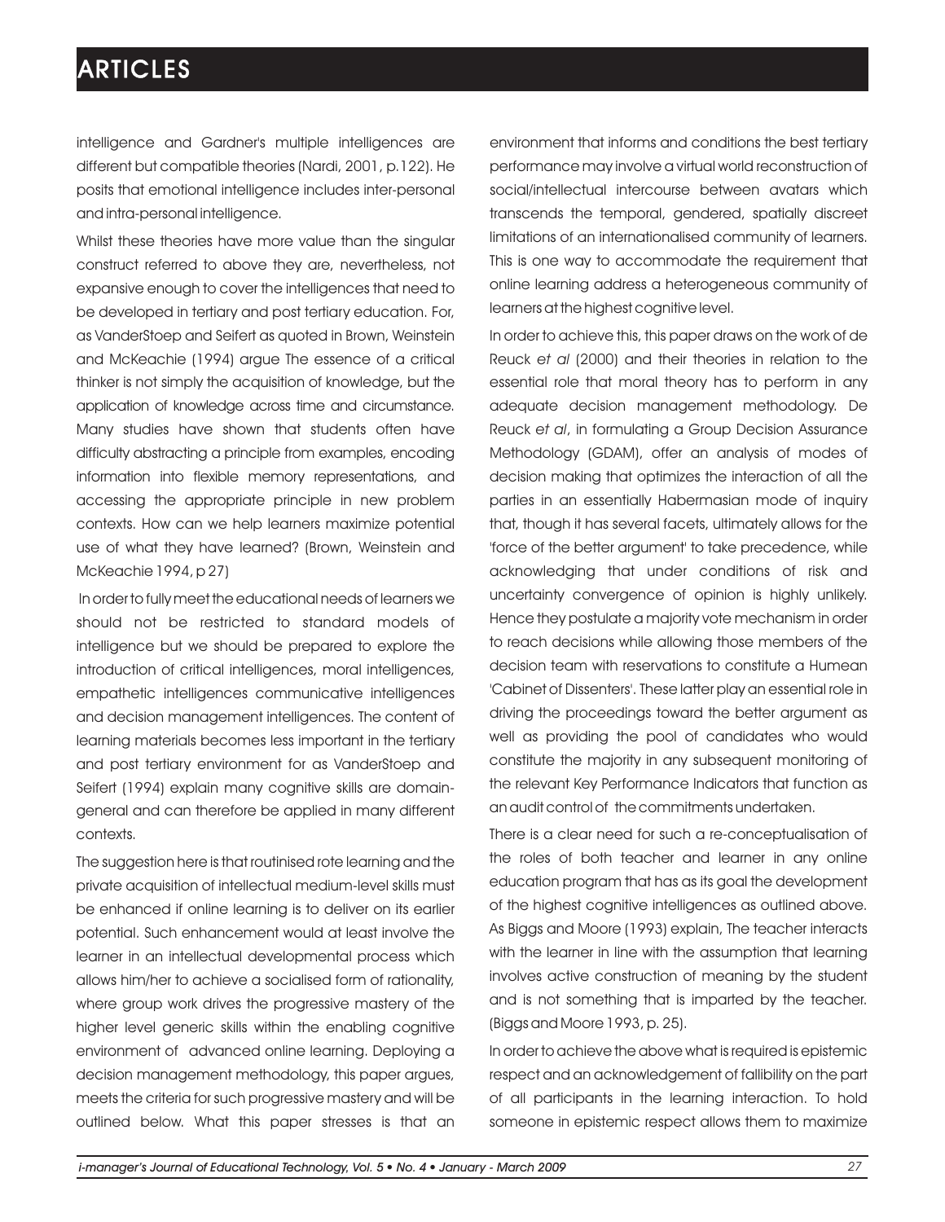intelligence and Gardner's multiple intelligences are different but compatible theories (Nardi, 2001, p.122). He posits that emotional intelligence includes inter-personal and intra-personal intelligence.

Whilst these theories have more value than the singular construct referred to above they are, nevertheless, not expansive enough to cover the intelligences that need to be developed in tertiary and post tertiary education. For, as VanderStoep and Seifert as quoted in Brown, Weinstein and McKeachie (1994) argue The essence of a critical thinker is not simply the acquisition of knowledge, but the application of knowledge across time and circumstance. Many studies have shown that students often have difficulty abstracting a principle from examples, encoding information into flexible memory representations, and accessing the appropriate principle in new problem contexts. How can we help learners maximize potential use of what they have learned? (Brown, Weinstein and McKeachie 1994, p 27)

In order to fully meet the educational needs of learners we should not be restricted to standard models of intelligence but we should be prepared to explore the introduction of critical intelligences, moral intelligences, empathetic intelligences communicative intelligences and decision management intelligences. The content of learning materials becomes less important in the tertiary and post tertiary environment for as VanderStoep and Seifert (1994) explain many cognitive skills are domain-general and can therefore be applied in many different contexts.

The suggestion here is that routinised rote learning and the private acquisition of intellectual medium-level skills must be enhanced if online learning is to deliver on its earlier potential. Such enhancement would at least involve the learner in an intellectual developmental process which allows him/her to achieve a socialised form of rationality, where group work drives the progressive mastery of the higher level generic skills within the enabling cognitive environment of advanced online learning. Deploying a decision management methodology, this paper argues, meets the criteria for such progressive mastery and will be outlined below. What this paper stresses is that an environment that informs and conditions the best tertiary performance may involve a virtual world reconstruction of social/intellectual intercourse between avatars which transcends the temporal, gendered, spatially discreet limitations of an internationalised community of learners. This is one way to accommodate the requirement that online learning address a heterogeneous community of learners at the highest cognitive level.

In order to achieve this, this paper draws on the work of de Reuck *et al* (2000) and their theories in relation to the essential role that moral theory has to perform in any adequate decision management methodology. De Reuck *et al*, in formulating a Group Decision Assurance Methodology (GDAM), offer an analysis of modes of decision making that optimizes the interaction of all the parties in an essentially Habermasian mode of inquiry that, though it has several facets, ultimately allows for the 'force of the better argument' to take precedence, while acknowledging that under conditions of risk and uncertainty convergence of opinion is highly unlikely. Hence they postulate a majority vote mechanism in order to reach decisions while allowing those members of the decision team with reservations to constitute a Humean 'Cabinet of Dissenters'. These latter play an essential role in driving the proceedings toward the better argument as well as providing the pool of candidates who would constitute the majority in any subsequent monitoring of the relevant Key Performance Indicators that function as an audit control of the commitments undertaken.

There is a clear need for such a re-conceptualisation of the roles of both teacher and learner in any online education program that has as its goal the development of the highest cognitive intelligences as outlined above. As Biggs and Moore (1993) explain, The teacher interacts with the learner in line with the assumption that learning involves active construction of meaning by the student and is not something that is imparted by the teacher. (Biggs and Moore 1993, p. 25).

In order to achieve the above what is required is epistemic respect and an acknowledgement of fallibility on the part of all participants in the learning interaction. To hold someone in epistemic respect allows them to maximize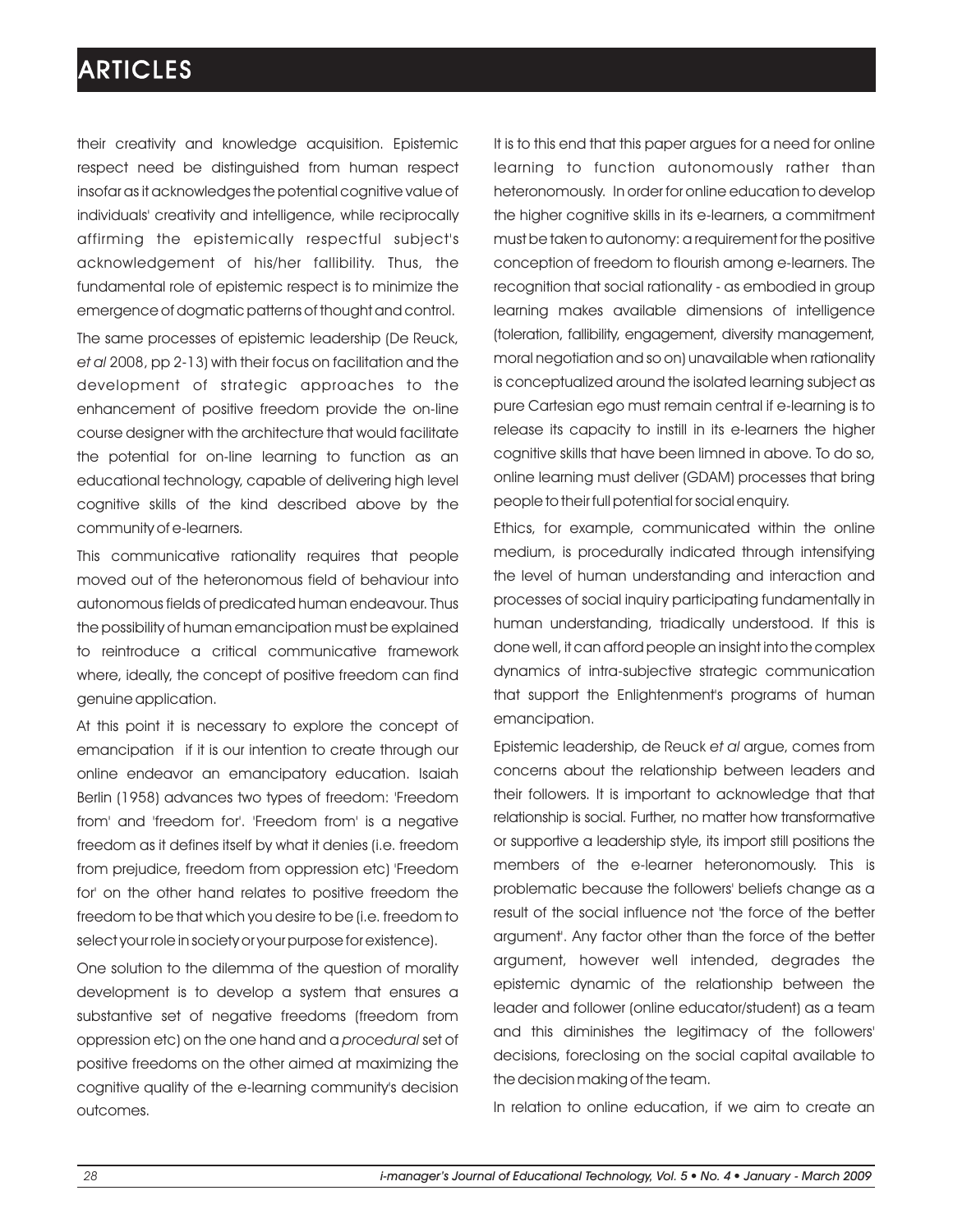their creativity and knowledge acquisition. Epistemic respect need be distinguished from human respect insofar as it acknowledges the potential cognitive value of individuals' creativity and intelligence, while reciprocally affirming the epistemically respectful subject's acknowledgement of his/her fallibility. Thus, the fundamental role of epistemic respect is to minimize the emergence of dogmatic patterns of thought and control.

The same processes of epistemic leadership (De Reuck, *et al* 2008, pp 2-13) with their focus on facilitation and the development of strategic approaches to the enhancement of positive freedom provide the on-line course designer with the architecture that would facilitate the potential for on-line learning to function as an educational technology, capable of delivering high level cognitive skills of the kind described above by the community of e-learners.

This communicative rationality requires that people moved out of the heteronomous field of behaviour into autonomous fields of predicated human endeavour. Thus the possibility of human emancipation must be explained to reintroduce a critical communicative framework where, ideally, the concept of positive freedom can find genuine application.

At this point it is necessary to explore the concept of emancipation if it is our intention to create through our online endeavor an emancipatory education. Isaiah Berlin (1958) advances two types of freedom: 'Freedom from' and 'freedom for'. 'Freedom from' is a negative freedom as it defines itself by what it denies (i.e. freedom from prejudice, freedom from oppression etc) 'Freedom for' on the other hand relates to positive freedom the freedom to be that which you desire to be (i.e. freedom to select your role in society or your purpose for existence).

One solution to the dilemma of the question of morality development is to develop a system that ensures a substantive set of negative freedoms (freedom from oppression etc) on the one hand and a *procedural* set of positive freedoms on the other aimed at maximizing the cognitive quality of the e-learning community's decision outcomes.

It is to this end that this paper argues for a need for online learning to function autonomously rather than heteronomously. In order for online education to develop the higher cognitive skills in its e-learners, a commitment must be taken to autonomy: a requirement for the positive conception of freedom to flourish among e-learners. The recognition that social rationality - as embodied in group learning makes available dimensions of intelligence (toleration, fallibility, engagement, diversity management, moral negotiation and so on) unavailable when rationality is conceptualized around the isolated learning subject as pure Cartesian ego must remain central if e-learning is to release its capacity to instill in its e-learners the higher cognitive skills that have been limned in above. To do so, online learning must deliver (GDAM) processes that bring people to their full potential for social enquiry.

Ethics, for example, communicated within the online medium, is procedurally indicated through intensifying the level of human understanding and interaction and processes of social inquiry participating fundamentally in human understanding, triadically understood. If this is done well, it can afford people an insight into the complex dynamics of intra-subjective strategic communication that support the Enlightenment's programs of human emancipation.

Epistemic leadership, de Reuck *et al* argue, comes from concerns about the relationship between leaders and their followers. It is important to acknowledge that that relationship is social. Further, no matter how transformative or supportive a leadership style, its import still positions the members of the e-learner heteronomously. This is problematic because the followers' beliefs change as a result of the social influence not 'the force of the better argument'. Any factor other than the force of the better argument, however well intended, degrades the epistemic dynamic of the relationship between the leader and follower (online educator/student) as a team and this diminishes the legitimacy of the followers' decisions, foreclosing on the social capital available to the decision making of the team.

In relation to online education, if we aim to create an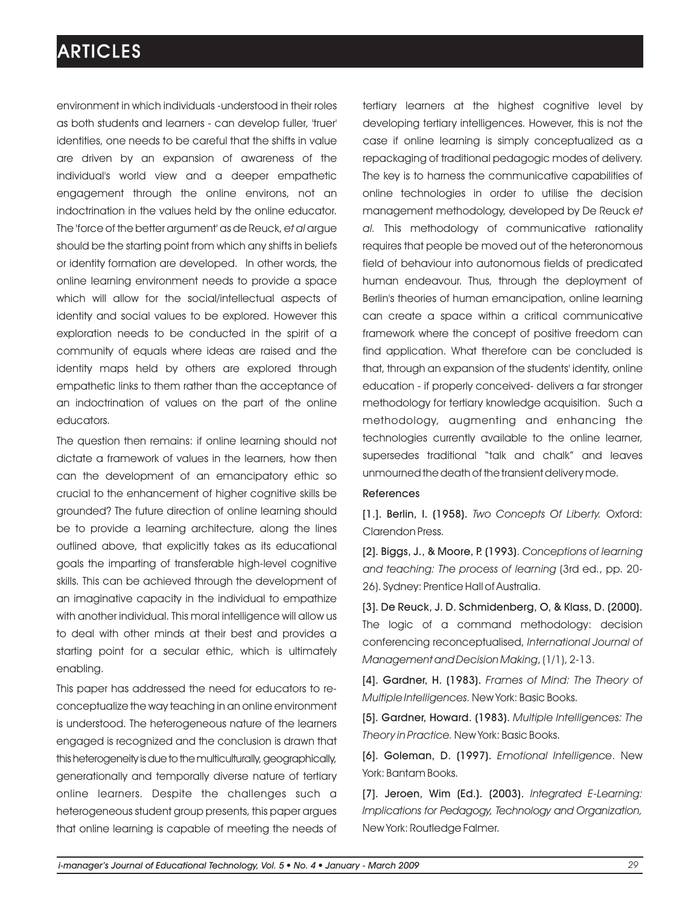environment in which individuals -understood in their roles as both students and learners - can develop fuller, 'truer' identities, one needs to be careful that the shifts in value are driven by an expansion of awareness of the individual's world view and a deeper empathetic engagement through the online environs, not an indoctrination in the values held by the online educator. The 'force of the better argument' as de Reuck, *et al* argue should be the starting point from which any shifts in beliefs or identity formation are developed. In other words, the online learning environment needs to provide a space which will allow for the social/intellectual aspects of identity and social values to be explored. However this exploration needs to be conducted in the spirit of a community of equals where ideas are raised and the identity maps held by others are explored through empathetic links to them rather than the acceptance of an indoctrination of values on the part of the online educators.

The question then remains: if online learning should not dictate a framework of values in the learners, how then can the development of an emancipatory ethic so crucial to the enhancement of higher cognitive skills be grounded? The future direction of online learning should be to provide a learning architecture, along the lines outlined above, that explicitly takes as its educational goals the imparting of transferable high-level cognitive skills. This can be achieved through the development of an imaginative capacity in the individual to empathize with another individual. This moral intelligence will allow us to deal with other minds at their best and provides a starting point for a secular ethic, which is ultimately enabling.

This paper has addressed the need for educators to re-conceptualize the way teaching in an online environment is understood. The heterogeneous nature of the learners engaged is recognized and the conclusion is drawn that this heterogeneity is due to the multiculturally, geographically, generationally and temporally diverse nature of tertiary online learners. Despite the challenges such a heterogeneous student group presents, this paper argues that online learning is capable of meeting the needs of tertiary learners at the highest cognitive level by developing tertiary intelligences. However, this is not the case if online learning is simply conceptualized as a repackaging of traditional pedagogic modes of delivery. The key is to harness the communicative capabilities of online technologies in order to utilise the decision management methodology, developed by De Reuck *et al.* This methodology of communicative rationality requires that people be moved out of the heteronomous field of behaviour into autonomous fields of predicated human endeavour. Thus, through the deployment of Berlin's theories of human emancipation, online learning can create a space within a critical communicative framework where the concept of positive freedom can find application. What therefore can be concluded is that, through an expansion of the students' identity, online education - if properly conceived- delivers a far stronger methodology for tertiary knowledge acquisition. Such a methodology, augmenting and enhancing the technologies currently available to the online learner, supersedes traditional "talk and chalk" and leaves unmourned the death of the transient delivery mode.

### References

[1.]. Berlin, I. (1958). *Two Concepts Of Liberty.* Oxford: Clarendon Press.

[2]. Biggs, J., & Moore, P. (1993). *Conceptions of learning and teaching: The process of learning* (3rd ed., pp. 20-26). Sydney: Prentice Hall of Australia.

[3]. De Reuck, J. D. Schmidenberg, O, & Klass, D. (2000). The logic of a command methodology: decision conferencing reconceptualised, *International Journal of Management and Decision Making*, (1/1), 2-13.

[4]. Gardner, H. (1983). *Frames of Mind: The Theory of Multiple Intelligences.* New York: Basic Books.

[5]. Gardner, Howard. (1983). *Multiple Intelligences: The Theory in Practice.* New York: Basic Books.

[6]. Goleman, D. (1997). *Emotional Intelligence*. New York: Bantam Books.

[7]. Jeroen, Wim (Ed.). (2003). *Integrated E-Learning: Implications for Pedagogy, Technology and Organization,* New York: Routledge Falmer.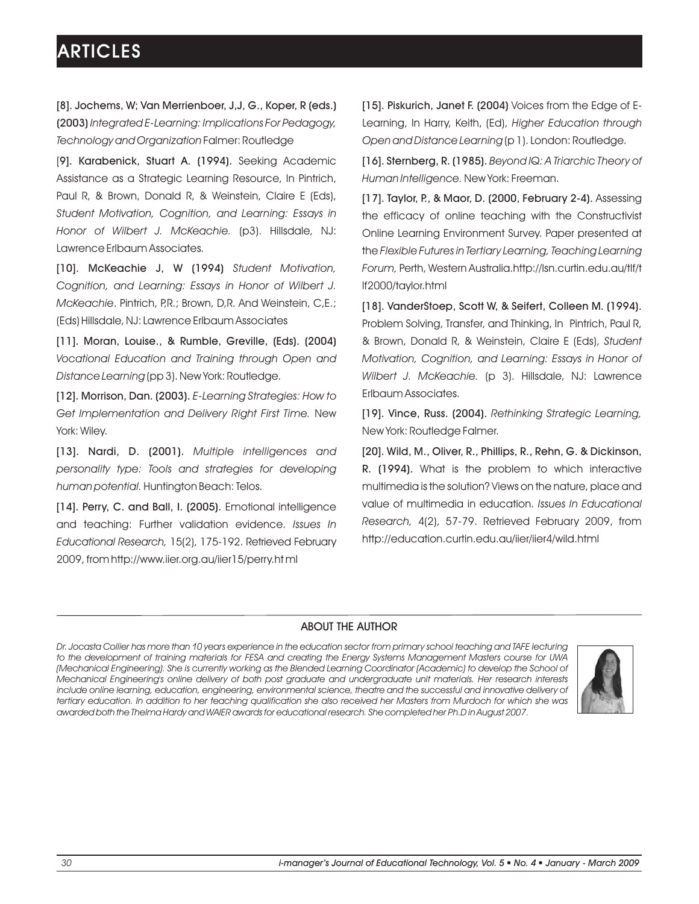[8]. **Jochems, W; Van Merrienboer, J,J, G., Koper, R (eds.) (2003)** *Integrated E-Learning: Implications For Pedagogy, Technology and Organization* Falmer: Routledge

[9]. **Karabenick, Stuart A. (1994).** Seeking Academic Assistance as a Strategic Learning Resource, In Pintrich, Paul R, & Brown, Donald R, & Weinstein, Claire E (Eds), *Student Motivation, Cognition, and Learning: Essays in Honor of Wilbert J. McKeachie.* (p3). Hillsdale, NJ: Lawrence Erlbaum Associates.

[10]. **McKeachie J, W (1994)** *Student Motivation, Cognition, and Learning: Essays in Honor of Wilbert J. McKeachie*. Pintrich, P,R.; Brown, D,R. And Weinstein, C,E.; (Eds) Hillsdale, NJ: Lawrence Erlbaum Associates

[11]. **Moran, Louise., & Rumble, Greville, (Eds). (2004)** *Vocational Education and Training through Open and Distance Learning* (pp 3). New York: Routledge.

[12]. **Morrison, Dan. (2003).** *E-Learning Strategies: How to Get Implementation and Delivery Right First Time.* New York: Wiley.

[13]. **Nardi, D. (2001).** *Multiple intelligences and personality type: Tools and strategies for developing human potential.* Huntington Beach: Telos.

[14]. **Perry, C. and Ball, I. (2005).** Emotional intelligence and teaching: Further validation evidence. *Issues In Educational Research,* 15(2), 175-192. Retrieved February 2009, from http://www.iier.org.au/iier15/perry.ht ml

[15]. **Piskurich, Janet F. (2004)** Voices from the Edge of E-Learning, In Harry, Keith, (Ed), *Higher Education through Open and Distance Learning* (p 1). London: Routledge.

[16]. **Sternberg, R. (1985).** *Beyond IQ: A Triarchic Theory of Human Intelligence.* New York: Freeman.

[17]. **Taylor, P., & Maor, D. (2000, February 2-4).** Assessing the efficacy of online teaching with the Constructivist Online Learning Environment Survey. Paper presented at the *Flexible Futures in Tertiary Learning, Teaching Learning Forum,* Perth, Western Australia.http://lsn.curtin.edu.au/tlf/tlf2000/taylor.html

[18]. **VanderStoep, Scott W, & Seifert, Colleen M. (1994).** Problem Solving, Transfer, and Thinking, In Pintrich, Paul R, & Brown, Donald R, & Weinstein, Claire E (Eds), *Student Motivation, Cognition, and Learning: Essays in Honor of Wilbert J. McKeachie.* (p 3). Hillsdale, NJ: Lawrence Erlbaum Associates.

[19]. **Vince, Russ. (2004).** *Rethinking Strategic Learning,* New York: Routledge Falmer.

[20]. **Wild, M., Oliver, R., Phillips, R., Rehn, G. & Dickinson, R. (1994).** What is the problem to which interactive multimedia is the solution? Views on the nature, place and value of multimedia in education. *Issues In Educational Research,* 4(2), 57-79. Retrieved February 2009, from http://education.curtin.edu.au/iier/iier4/wild.html

## ABOUT THE AUTHOR

*Dr. Jocasta Collier has more than 10 years experience in the education sector from primary school teaching and TAFE lecturing to the development of training materials for FESA and creating the Energy Systems Management Masters course for UWA (Mechanical Engineering). She is currently working as the Blended Learning Coordinator (Academic) to develop the School of Mechanical Engineering's online delivery of both post graduate and undergraduate unit materials. Her research interests include online learning, education, engineering, environmental science, theatre and the successful and innovative delivery of tertiary education. In addition to her teaching qualification she also received her Masters from Murdoch for which she was awarded both the Thelma Hardy and WAIER awards for educational research. She completed her Ph.D in August 2007.*